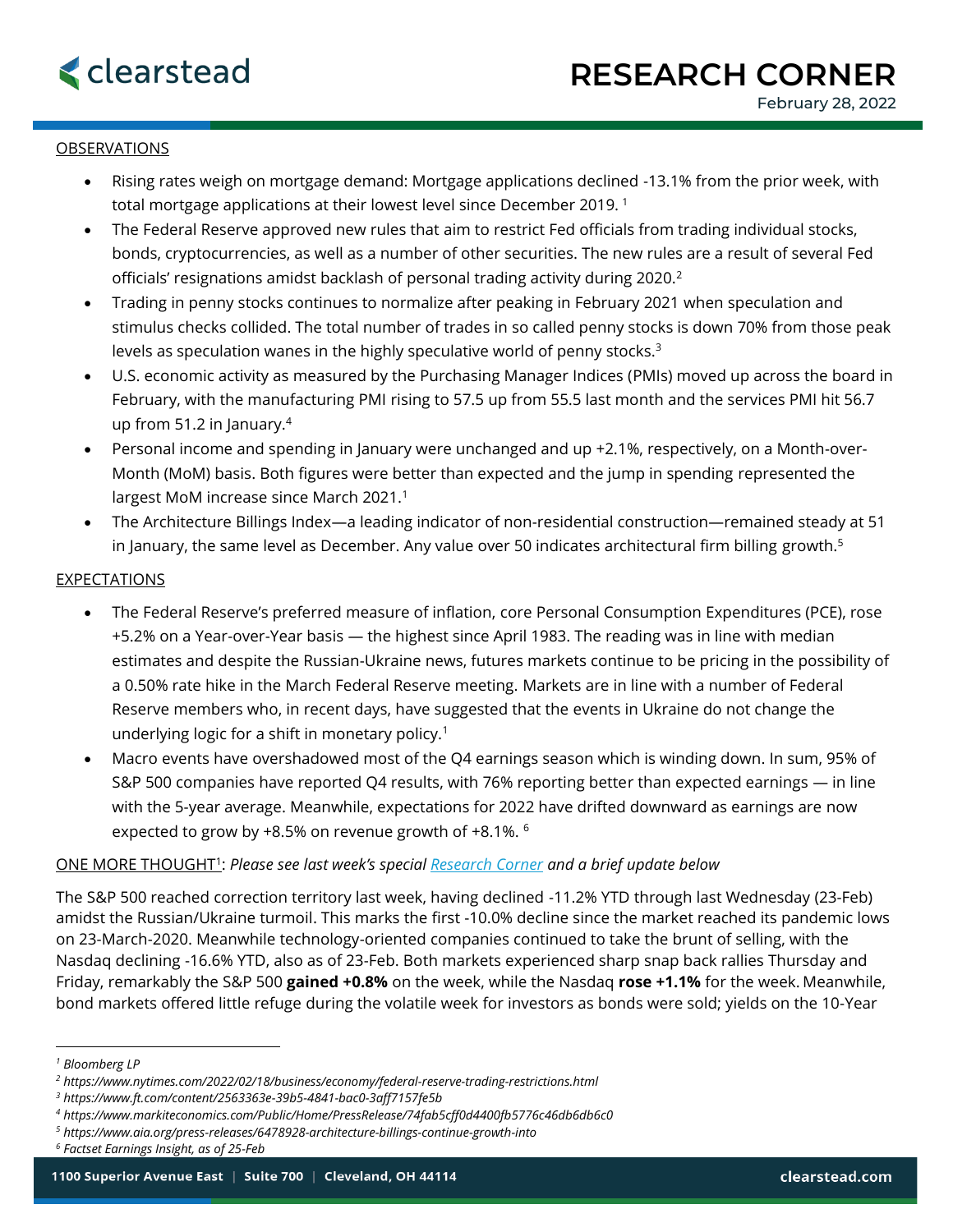# RESEARCH CORNER

February 28, 2022

## OBSERVATIONS

- Rising rates weigh on mortgage demand: Mortgage applications declined -13.1% from the prior week, with total mortgage applications at their lowest level since December 2019. [1]
- The Federal Reserve approved new rules that aim to restrict Fed officials from trading individual stocks, bonds, cryptocurrencies, as well as a number of other securities. The new rules are a result of several Fed officials' resignations amidst backlash of personal trading activity during 2020.[2]
- Trading in penny stocks continues to normalize after peaking in February 2021 when speculation and stimulus checks collided. The total number of trades in so called penny stocks is down 70% from those peak levels as speculation wanes in the highly speculative world of penny stocks.[3]
- U.S. economic activity as measured by the Purchasing Manager Indices (PMIs) moved up across the board in February, with the manufacturing PMI rising to 57.5 up from 55.5 last month and the services PMI hit 56.7 up from 51.2 in January.[4]
- Personal income and spending in January were unchanged and up +2.1%, respectively, on a Month-over-Month (MoM) basis. Both figures were better than expected and the jump in spending represented the largest MoM increase since March 2021.[1]
- The Architecture Billings Index—a leading indicator of non-residential construction—remained steady at 51 in January, the same level as December. Any value over 50 indicates architectural firm billing growth.[5]

## EXPECTATIONS

- The Federal Reserve's preferred measure of inflation, core Personal Consumption Expenditures (PCE), rose +5.2% on a Year-over-Year basis — the highest since April 1983. The reading was in line with median estimates and despite the Russian-Ukraine news, futures markets continue to be pricing in the possibility of a 0.50% rate hike in the March Federal Reserve meeting. Markets are in line with a number of Federal Reserve members who, in recent days, have suggested that the events in Ukraine do not change the underlying logic for a shift in monetary policy.[1]
- Macro events have overshadowed most of the Q4 earnings season which is winding down. In sum, 95% of S&P 500 companies have reported Q4 results, with 76% reporting better than expected earnings — in line with the 5-year average. Meanwhile, expectations for 2022 have drifted downward as earnings are now expected to grow by +8.5% on revenue growth of +8.1%. [6]

## ONE MORE THOUGHT[1]: *Please see last week's special Research Corner and a brief update below*

The S&P 500 reached correction territory last week, having declined -11.2% YTD through last Wednesday (23-Feb) amidst the Russian/Ukraine turmoil. This marks the first -10.0% decline since the market reached its pandemic lows on 23-March-2020. Meanwhile technology-oriented companies continued to take the brunt of selling, with the Nasdaq declining -16.6% YTD, also as of 23-Feb. Both markets experienced sharp snap back rallies Thursday and Friday, remarkably the S&P 500 **gained +0.8%** on the week, while the Nasdaq **rose +1.1%** for the week. Meanwhile, bond markets offered little refuge during the volatile week for investors as bonds were sold; yields on the 10-Year

---

[1] *Bloomberg LP*
[2] *https://www.nytimes.com/2022/02/18/business/economy/federal-reserve-trading-restrictions.html*
[3] *https://www.ft.com/content/2563363e-39b5-4841-bac0-3aff7157fe5b*
[4] *https://www.markiteconomics.com/Public/Home/PressRelease/74fab5cff0d4400fb5776c46db6db6c0*
[5] *https://www.aia.org/press-releases/6478928-architecture-billings-continue-growth-into*
[6] *Factset Earnings Insight, as of 25-Feb*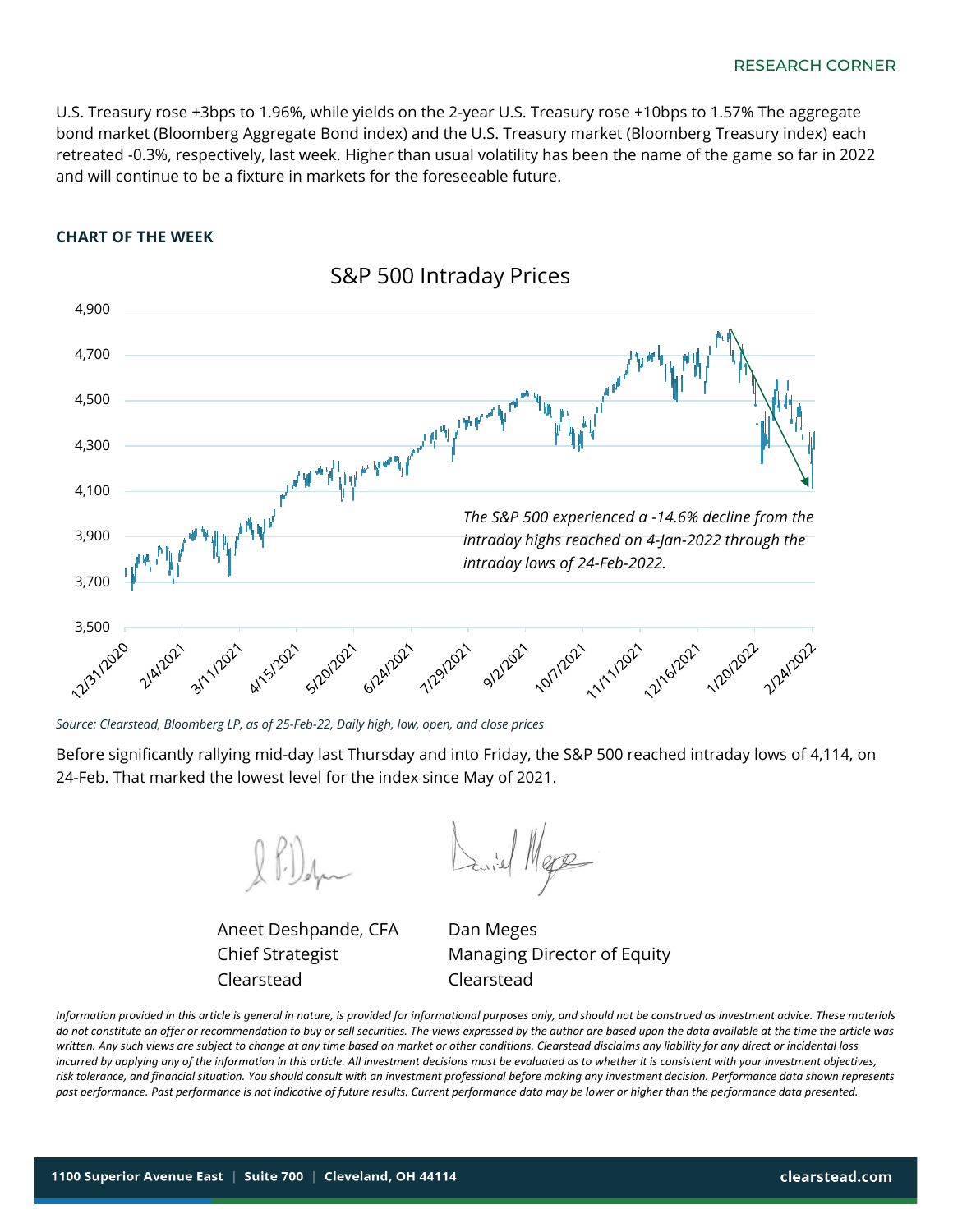U.S. Treasury rose +3bps to 1.96%, while yields on the 2-year U.S. Treasury rose +10bps to 1.57% The aggregate bond market (Bloomberg Aggregate Bond index) and the U.S. Treasury market (Bloomberg Treasury index) each retreated -0.3%, respectively, last week. Higher than usual volatility has been the name of the game so far in 2022 and will continue to be a fixture in markets for the foreseeable future.

### CHART OF THE WEEK

S&P 500 Intraday Prices

4,900
4,700
4,500
4,300
4,100
3,900
3,700
3,500

12/31/2020
2/4/2021
3/11/2021
4/15/2021
5/20/2021
6/24/2021
7/29/2021
9/2/2021
10/7/2021
11/11/2021
12/16/2021
1/20/2022
2/24/2022

*The S&P 500 experienced a -14.6% decline from the intraday highs reached on 4-Jan-2022 through the intraday lows of 24-Feb-2022.*

*Source: Clearstead, Bloomberg LP, as of 25-Feb-22, Daily high, low, open, and close prices*

Before significantly rallying mid-day last Thursday and into Friday, the S&P 500 reached intraday lows of 4,114, on 24-Feb. That marked the lowest level for the index since May of 2021.

Aneet Deshpande, CFA
Chief Strategist
Clearstead

Dan Meges
Managing Director of Equity
Clearstead

*Information provided in this article is general in nature, is provided for informational purposes only, and should not be construed as investment advice. These materials do not constitute an offer or recommendation to buy or sell securities. The views expressed by the author are based upon the data available at the time the article was written. Any such views are subject to change at any time based on market or other conditions. Clearstead disclaims any liability for any direct or incidental loss incurred by applying any of the information in this article. All investment decisions must be evaluated as to whether it is consistent with your investment objectives, risk tolerance, and financial situation. You should consult with an investment professional before making any investment decision. Performance data shown represents past performance. Past performance is not indicative of future results. Current performance data may be lower or higher than the performance data presented.*